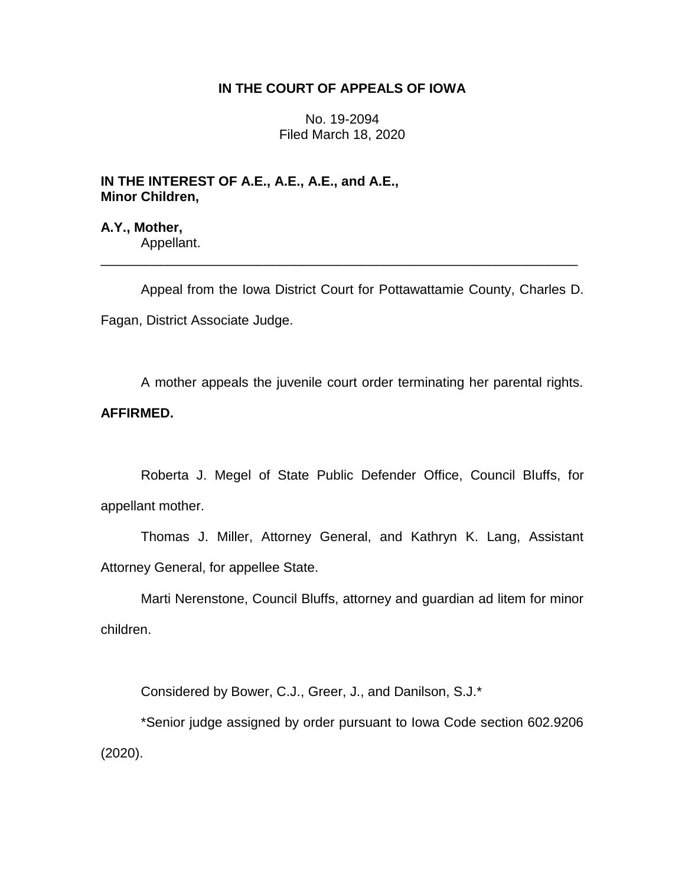**IN THE COURT OF APPEALS OF IOWA**

No. 19-2094
Filed March 18, 2020

**IN THE INTEREST OF A.E., A.E., A.E., and A.E., Minor Children,**

**A.Y., Mother,**
Appellant.

---

Appeal from the Iowa District Court for Pottawattamie County, Charles D. Fagan, District Associate Judge.

A mother appeals the juvenile court order terminating her parental rights. **AFFIRMED.**

Roberta J. Megel of State Public Defender Office, Council Bluffs, for appellant mother.

Thomas J. Miller, Attorney General, and Kathryn K. Lang, Assistant Attorney General, for appellee State.

Marti Nerenstone, Council Bluffs, attorney and guardian ad litem for minor children.

Considered by Bower, C.J., Greer, J., and Danilson, S.J.*

*Senior judge assigned by order pursuant to Iowa Code section 602.9206 (2020).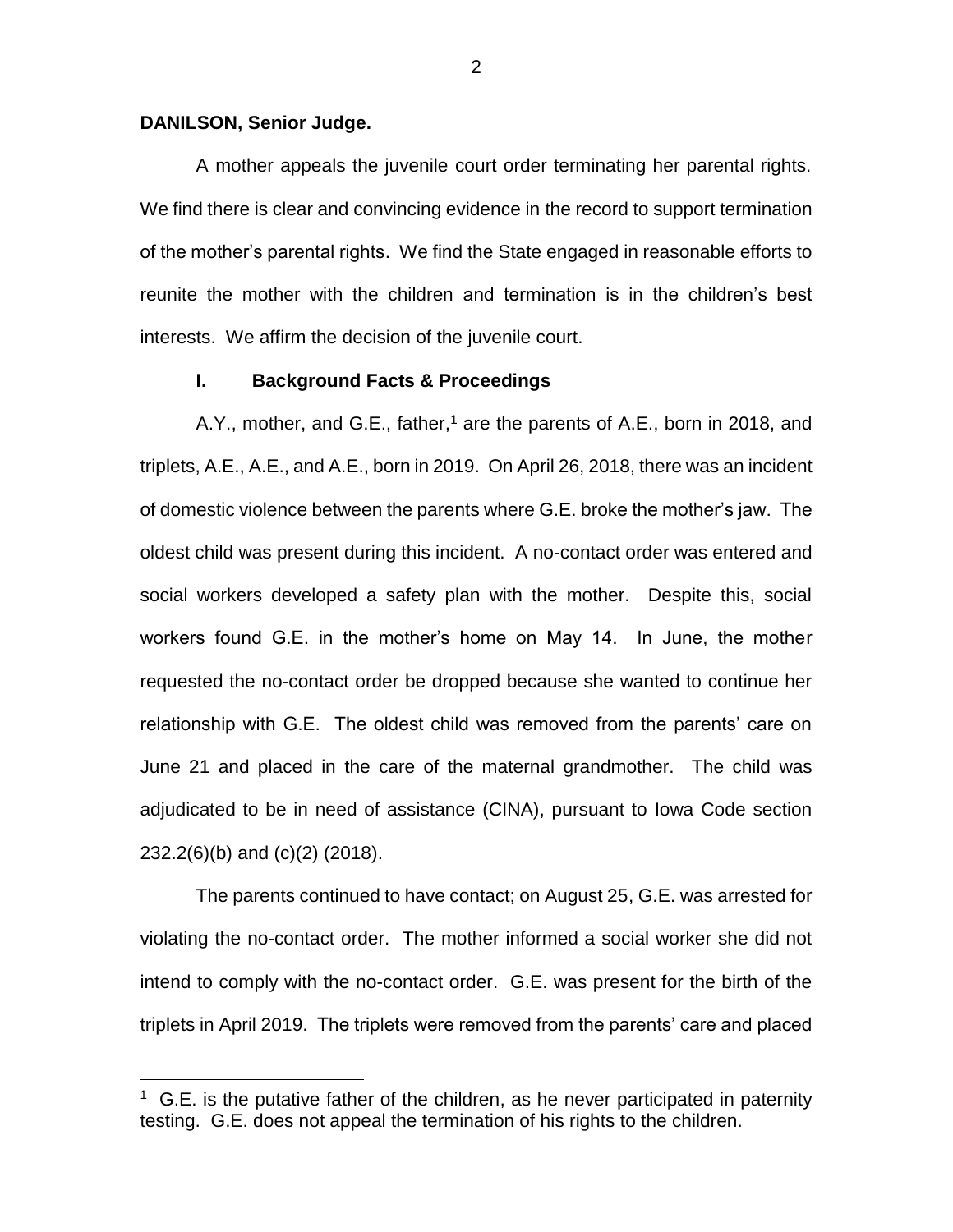**DANILSON, Senior Judge.**

A mother appeals the juvenile court order terminating her parental rights. We find there is clear and convincing evidence in the record to support termination of the mother's parental rights. We find the State engaged in reasonable efforts to reunite the mother with the children and termination is in the children's best interests. We affirm the decision of the juvenile court.

## I. Background Facts & Proceedings

A.Y., mother, and G.E., father,[1] are the parents of A.E., born in 2018, and triplets, A.E., A.E., and A.E., born in 2019. On April 26, 2018, there was an incident of domestic violence between the parents where G.E. broke the mother's jaw. The oldest child was present during this incident. A no-contact order was entered and social workers developed a safety plan with the mother. Despite this, social workers found G.E. in the mother's home on May 14. In June, the mother requested the no-contact order be dropped because she wanted to continue her relationship with G.E. The oldest child was removed from the parents' care on June 21 and placed in the care of the maternal grandmother. The child was adjudicated to be in need of assistance (CINA), pursuant to Iowa Code section 232.2(6)(b) and (c)(2) (2018).

The parents continued to have contact; on August 25, G.E. was arrested for violating the no-contact order. The mother informed a social worker she did not intend to comply with the no-contact order. G.E. was present for the birth of the triplets in April 2019. The triplets were removed from the parents' care and placed

[1] G.E. is the putative father of the children, as he never participated in paternity testing. G.E. does not appeal the termination of his rights to the children.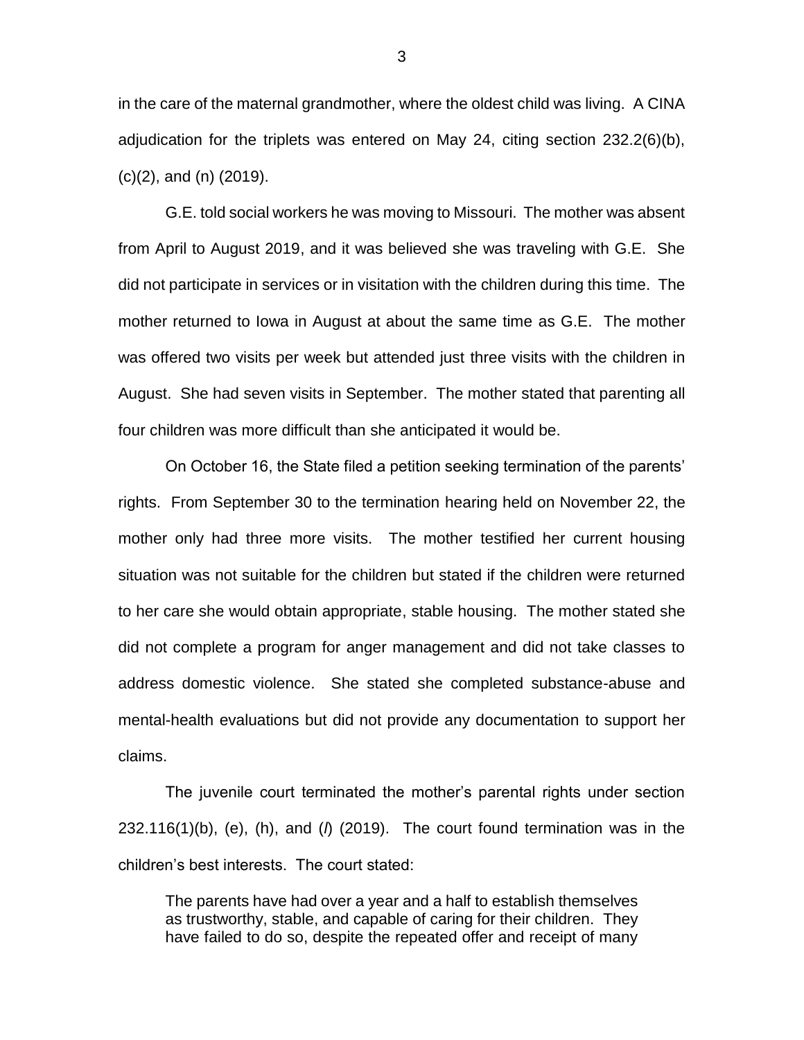in the care of the maternal grandmother, where the oldest child was living. A CINA adjudication for the triplets was entered on May 24, citing section 232.2(6)(b), (c)(2), and (n) (2019).

G.E. told social workers he was moving to Missouri. The mother was absent from April to August 2019, and it was believed she was traveling with G.E. She did not participate in services or in visitation with the children during this time. The mother returned to Iowa in August at about the same time as G.E. The mother was offered two visits per week but attended just three visits with the children in August. She had seven visits in September. The mother stated that parenting all four children was more difficult than she anticipated it would be.

On October 16, the State filed a petition seeking termination of the parents' rights. From September 30 to the termination hearing held on November 22, the mother only had three more visits. The mother testified her current housing situation was not suitable for the children but stated if the children were returned to her care she would obtain appropriate, stable housing. The mother stated she did not complete a program for anger management and did not take classes to address domestic violence. She stated she completed substance-abuse and mental-health evaluations but did not provide any documentation to support her claims.

The juvenile court terminated the mother's parental rights under section 232.116(1)(b), (e), (h), and (*l*) (2019). The court found termination was in the children's best interests. The court stated:

> The parents have had over a year and a half to establish themselves as trustworthy, stable, and capable of caring for their children. They have failed to do so, despite the repeated offer and receipt of many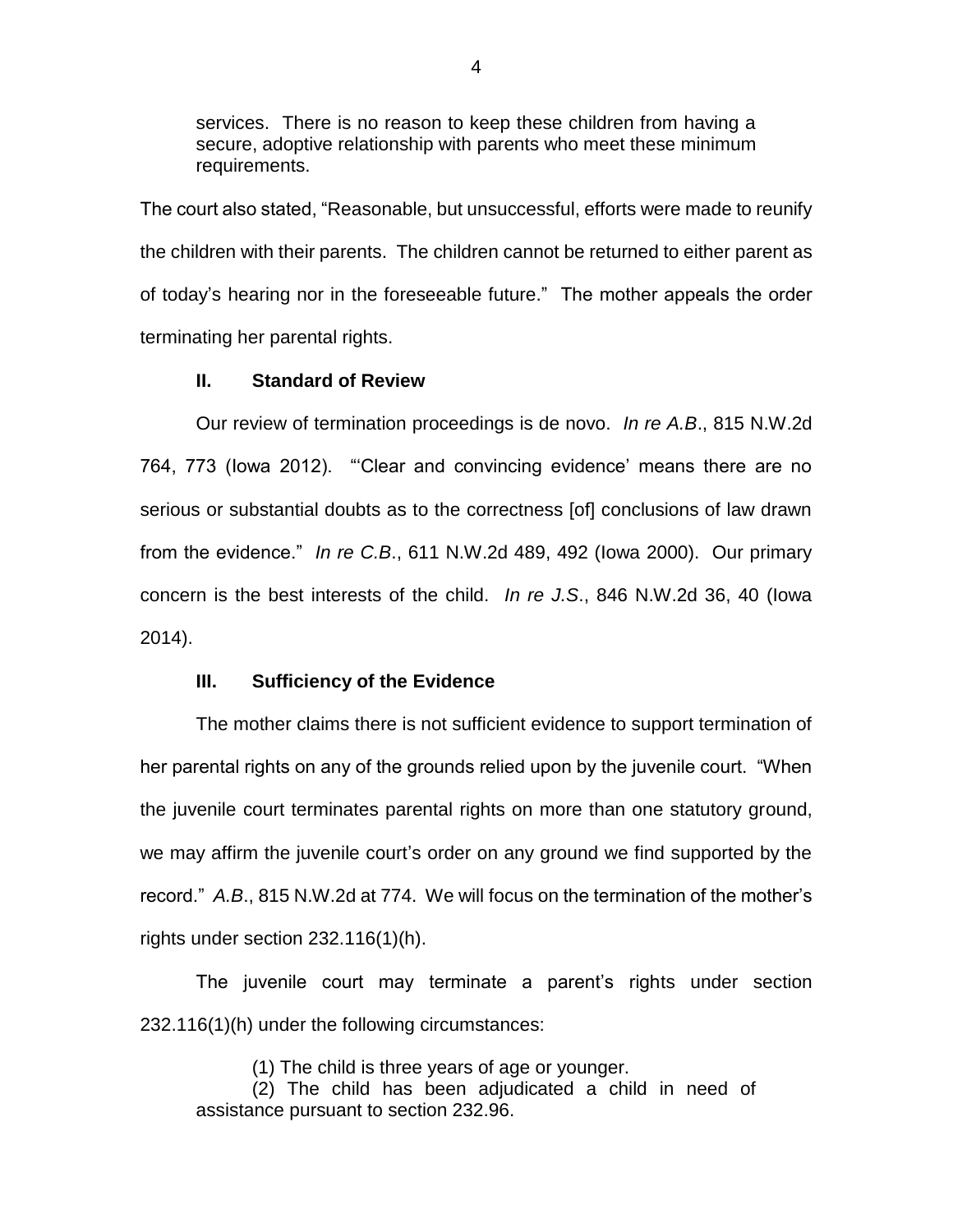services. There is no reason to keep these children from having a secure, adoptive relationship with parents who meet these minimum requirements.

The court also stated, "Reasonable, but unsuccessful, efforts were made to reunify the children with their parents. The children cannot be returned to either parent as of today's hearing nor in the foreseeable future." The mother appeals the order terminating her parental rights.

## II. Standard of Review

Our review of termination proceedings is de novo. *In re A.B*., 815 N.W.2d 764, 773 (Iowa 2012). "'Clear and convincing evidence' means there are no serious or substantial doubts as to the correctness [of] conclusions of law drawn from the evidence." *In re C.B*., 611 N.W.2d 489, 492 (Iowa 2000). Our primary concern is the best interests of the child. *In re J.S*., 846 N.W.2d 36, 40 (Iowa 2014).

## III. Sufficiency of the Evidence

The mother claims there is not sufficient evidence to support termination of her parental rights on any of the grounds relied upon by the juvenile court. "When the juvenile court terminates parental rights on more than one statutory ground, we may affirm the juvenile court's order on any ground we find supported by the record." *A.B*., 815 N.W.2d at 774. We will focus on the termination of the mother's rights under section 232.116(1)(h).

The juvenile court may terminate a parent's rights under section 232.116(1)(h) under the following circumstances:

> (1) The child is three years of age or younger.
>
> (2) The child has been adjudicated a child in need of assistance pursuant to section 232.96.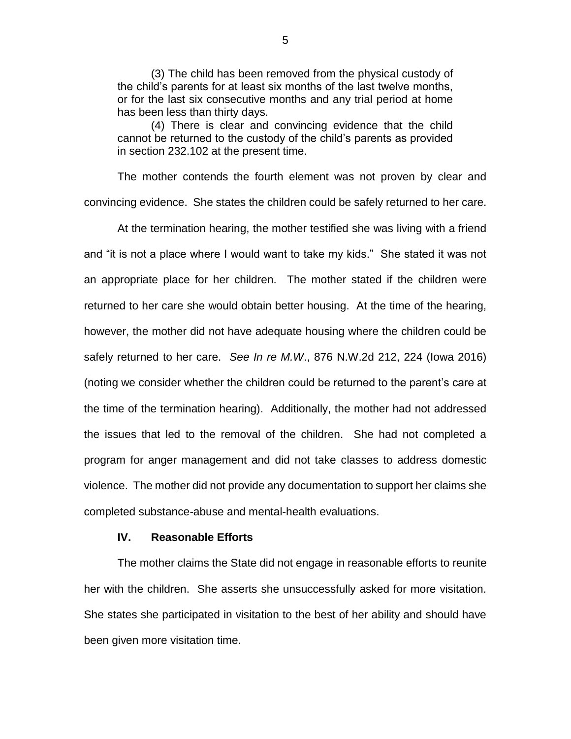> (3) The child has been removed from the physical custody of the child's parents for at least six months of the last twelve months, or for the last six consecutive months and any trial period at home has been less than thirty days.
>
> (4) There is clear and convincing evidence that the child cannot be returned to the custody of the child's parents as provided in section 232.102 at the present time.

The mother contends the fourth element was not proven by clear and convincing evidence. She states the children could be safely returned to her care.

At the termination hearing, the mother testified she was living with a friend and "it is not a place where I would want to take my kids." She stated it was not an appropriate place for her children. The mother stated if the children were returned to her care she would obtain better housing. At the time of the hearing, however, the mother did not have adequate housing where the children could be safely returned to her care. *See In re M.W*., 876 N.W.2d 212, 224 (Iowa 2016) (noting we consider whether the children could be returned to the parent's care at the time of the termination hearing). Additionally, the mother had not addressed the issues that led to the removal of the children. She had not completed a program for anger management and did not take classes to address domestic violence. The mother did not provide any documentation to support her claims she completed substance-abuse and mental-health evaluations.

## IV. Reasonable Efforts

The mother claims the State did not engage in reasonable efforts to reunite her with the children. She asserts she unsuccessfully asked for more visitation. She states she participated in visitation to the best of her ability and should have been given more visitation time.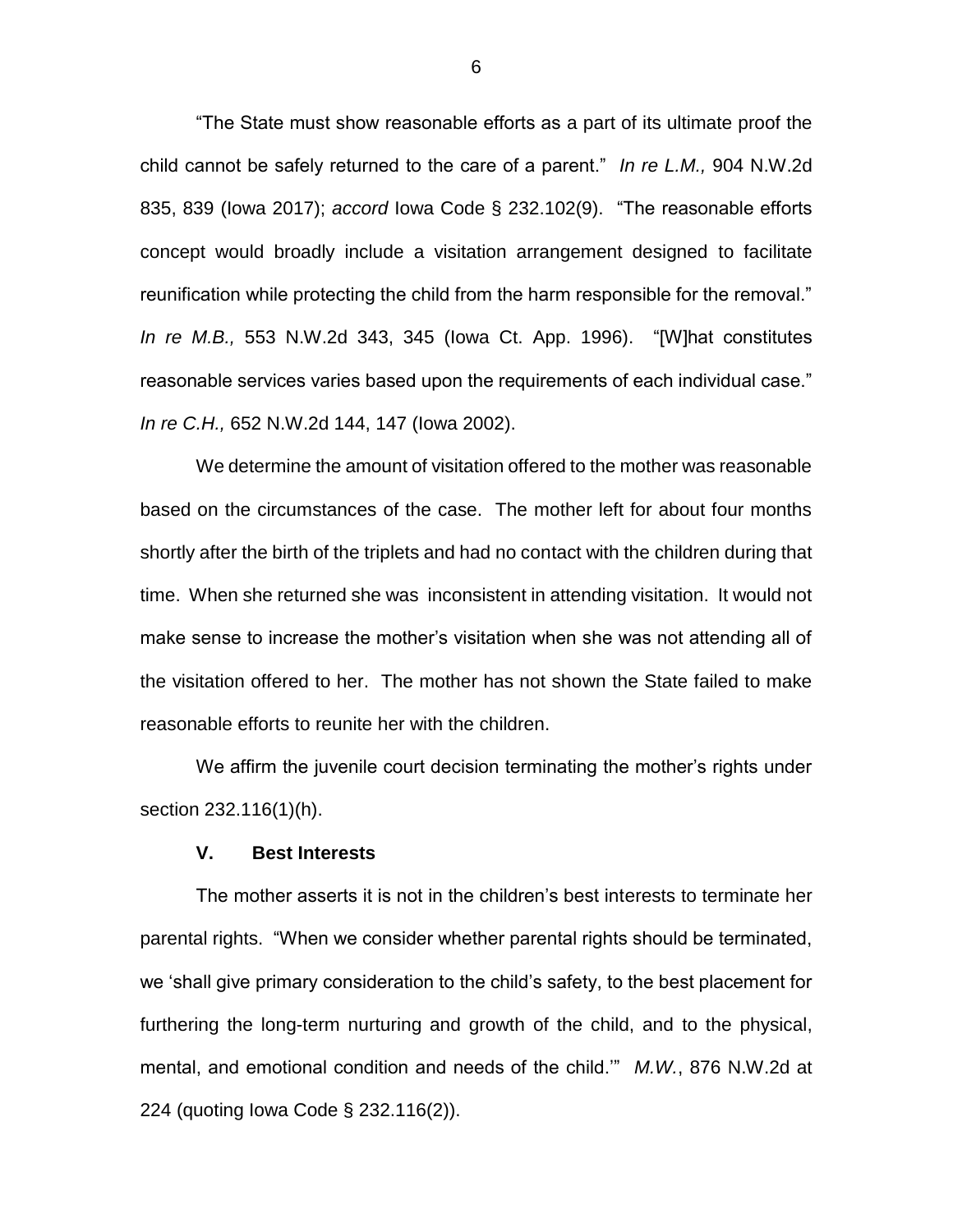"The State must show reasonable efforts as a part of its ultimate proof the child cannot be safely returned to the care of a parent." *In re L.M.,* 904 N.W.2d 835, 839 (Iowa 2017); *accord* Iowa Code § 232.102(9). "The reasonable efforts concept would broadly include a visitation arrangement designed to facilitate reunification while protecting the child from the harm responsible for the removal." *In re M.B.,* 553 N.W.2d 343, 345 (Iowa Ct. App. 1996). "[W]hat constitutes reasonable services varies based upon the requirements of each individual case." *In re C.H.,* 652 N.W.2d 144, 147 (Iowa 2002).

We determine the amount of visitation offered to the mother was reasonable based on the circumstances of the case. The mother left for about four months shortly after the birth of the triplets and had no contact with the children during that time. When she returned she was inconsistent in attending visitation. It would not make sense to increase the mother's visitation when she was not attending all of the visitation offered to her. The mother has not shown the State failed to make reasonable efforts to reunite her with the children.

We affirm the juvenile court decision terminating the mother's rights under section 232.116(1)(h).

## V. Best Interests

The mother asserts it is not in the children's best interests to terminate her parental rights. "When we consider whether parental rights should be terminated, we 'shall give primary consideration to the child's safety, to the best placement for furthering the long-term nurturing and growth of the child, and to the physical, mental, and emotional condition and needs of the child.'" *M.W.*, 876 N.W.2d at 224 (quoting Iowa Code § 232.116(2)).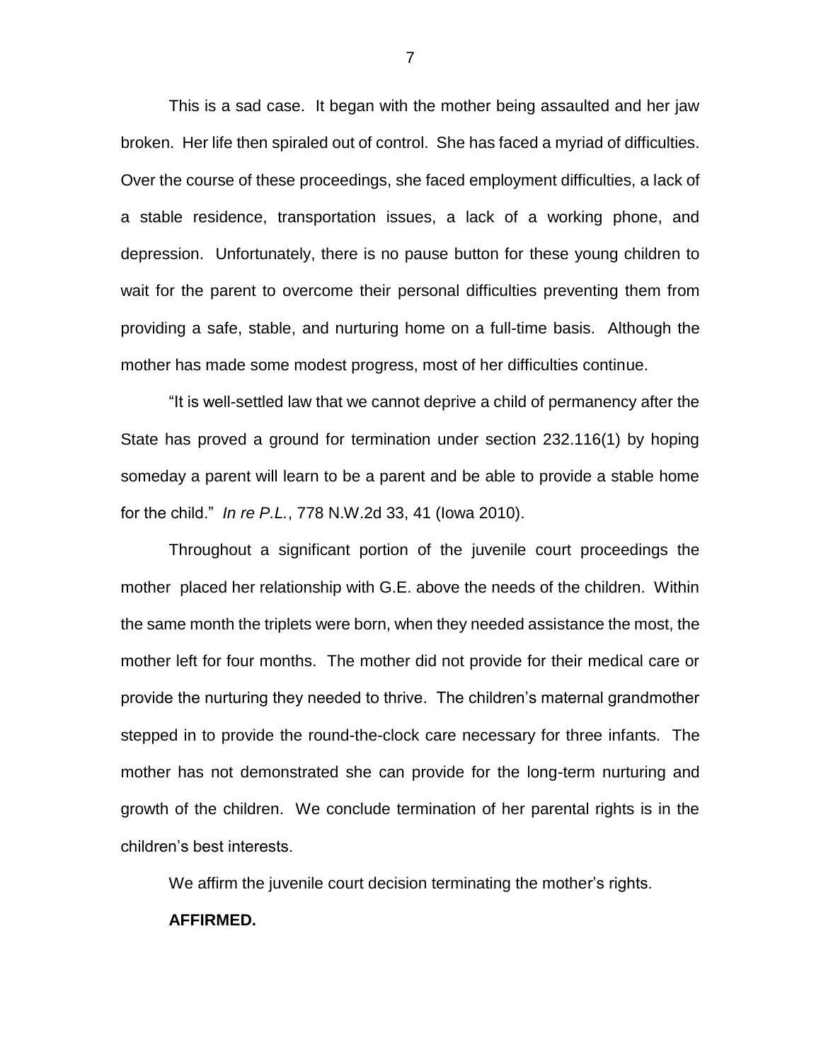This is a sad case. It began with the mother being assaulted and her jaw broken. Her life then spiraled out of control. She has faced a myriad of difficulties. Over the course of these proceedings, she faced employment difficulties, a lack of a stable residence, transportation issues, a lack of a working phone, and depression. Unfortunately, there is no pause button for these young children to wait for the parent to overcome their personal difficulties preventing them from providing a safe, stable, and nurturing home on a full-time basis. Although the mother has made some modest progress, most of her difficulties continue.

"It is well-settled law that we cannot deprive a child of permanency after the State has proved a ground for termination under section 232.116(1) by hoping someday a parent will learn to be a parent and be able to provide a stable home for the child." *In re P.L.*, 778 N.W.2d 33, 41 (Iowa 2010).

Throughout a significant portion of the juvenile court proceedings the mother placed her relationship with G.E. above the needs of the children. Within the same month the triplets were born, when they needed assistance the most, the mother left for four months. The mother did not provide for their medical care or provide the nurturing they needed to thrive. The children's maternal grandmother stepped in to provide the round-the-clock care necessary for three infants. The mother has not demonstrated she can provide for the long-term nurturing and growth of the children. We conclude termination of her parental rights is in the children's best interests.

We affirm the juvenile court decision terminating the mother's rights.

**AFFIRMED.**